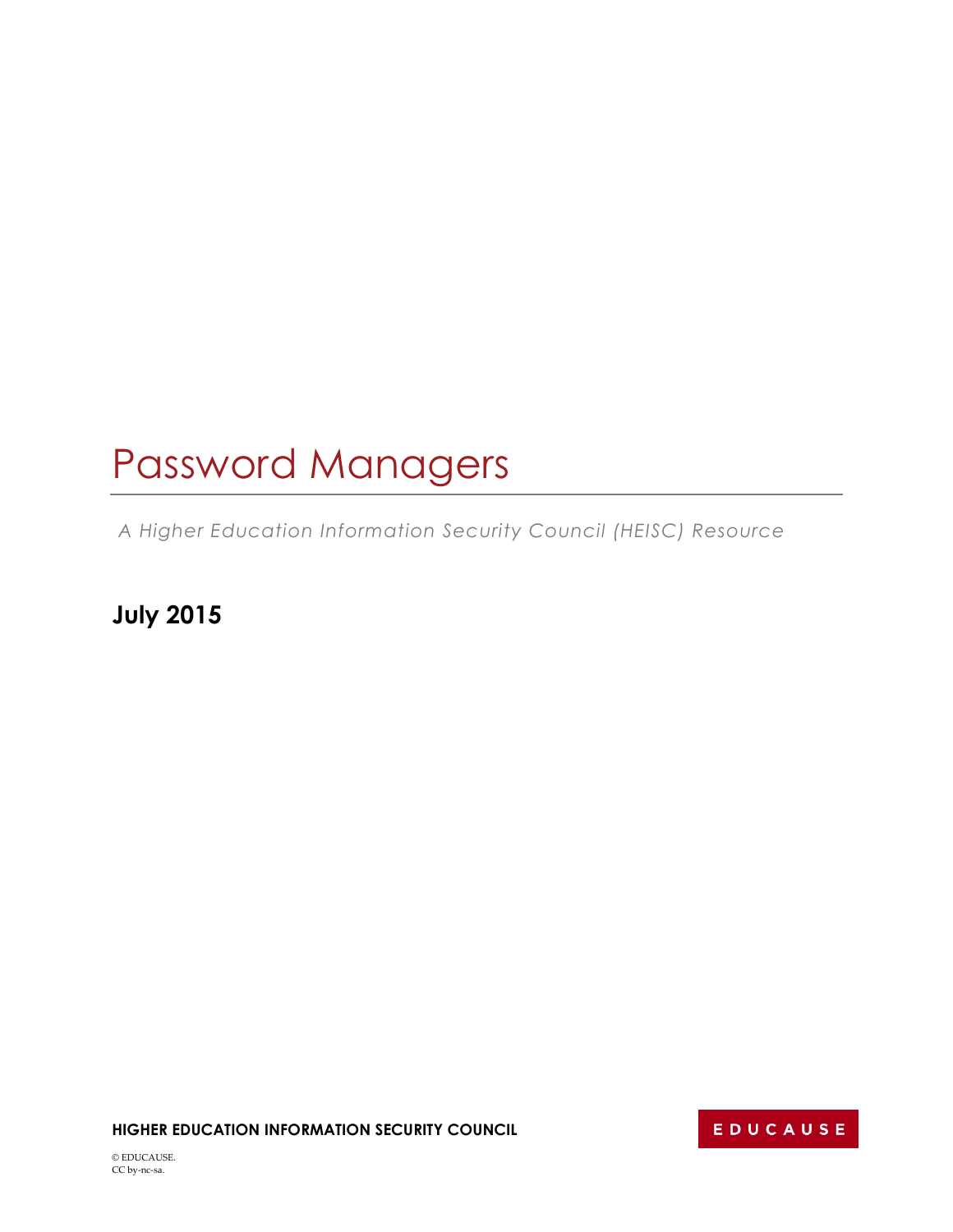# Password Managers

*A Higher Education Information Security Council (HEISC) Resource*

**July 2015**

**HIGHER EDUCATION INFORMATION SECURITY COUNCIL**

EDUCAUSE

© EDUCAUSE.
CC by-nc-sa.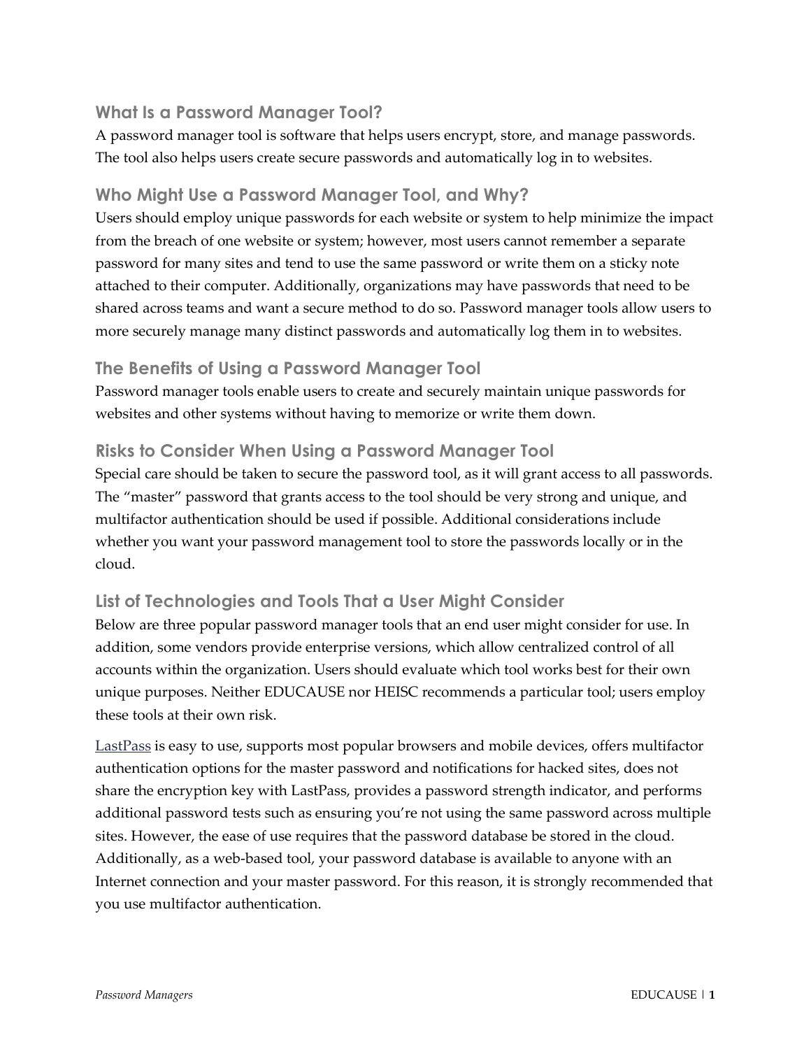## What Is a Password Manager Tool?

A password manager tool is software that helps users encrypt, store, and manage passwords. The tool also helps users create secure passwords and automatically log in to websites.

## Who Might Use a Password Manager Tool, and Why?

Users should employ unique passwords for each website or system to help minimize the impact from the breach of one website or system; however, most users cannot remember a separate password for many sites and tend to use the same password or write them on a sticky note attached to their computer. Additionally, organizations may have passwords that need to be shared across teams and want a secure method to do so. Password manager tools allow users to more securely manage many distinct passwords and automatically log them in to websites.

## The Benefits of Using a Password Manager Tool

Password manager tools enable users to create and securely maintain unique passwords for websites and other systems without having to memorize or write them down.

## Risks to Consider When Using a Password Manager Tool

Special care should be taken to secure the password tool, as it will grant access to all passwords. The "master" password that grants access to the tool should be very strong and unique, and multifactor authentication should be used if possible. Additional considerations include whether you want your password management tool to store the passwords locally or in the cloud.

## List of Technologies and Tools That a User Might Consider

Below are three popular password manager tools that an end user might consider for use. In addition, some vendors provide enterprise versions, which allow centralized control of all accounts within the organization. Users should evaluate which tool works best for their own unique purposes. Neither EDUCAUSE nor HEISC recommends a particular tool; users employ these tools at their own risk.

LastPass is easy to use, supports most popular browsers and mobile devices, offers multifactor authentication options for the master password and notifications for hacked sites, does not share the encryption key with LastPass, provides a password strength indicator, and performs additional password tests such as ensuring you're not using the same password across multiple sites. However, the ease of use requires that the password database be stored in the cloud. Additionally, as a web-based tool, your password database is available to anyone with an Internet connection and your master password. For this reason, it is strongly recommended that you use multifactor authentication.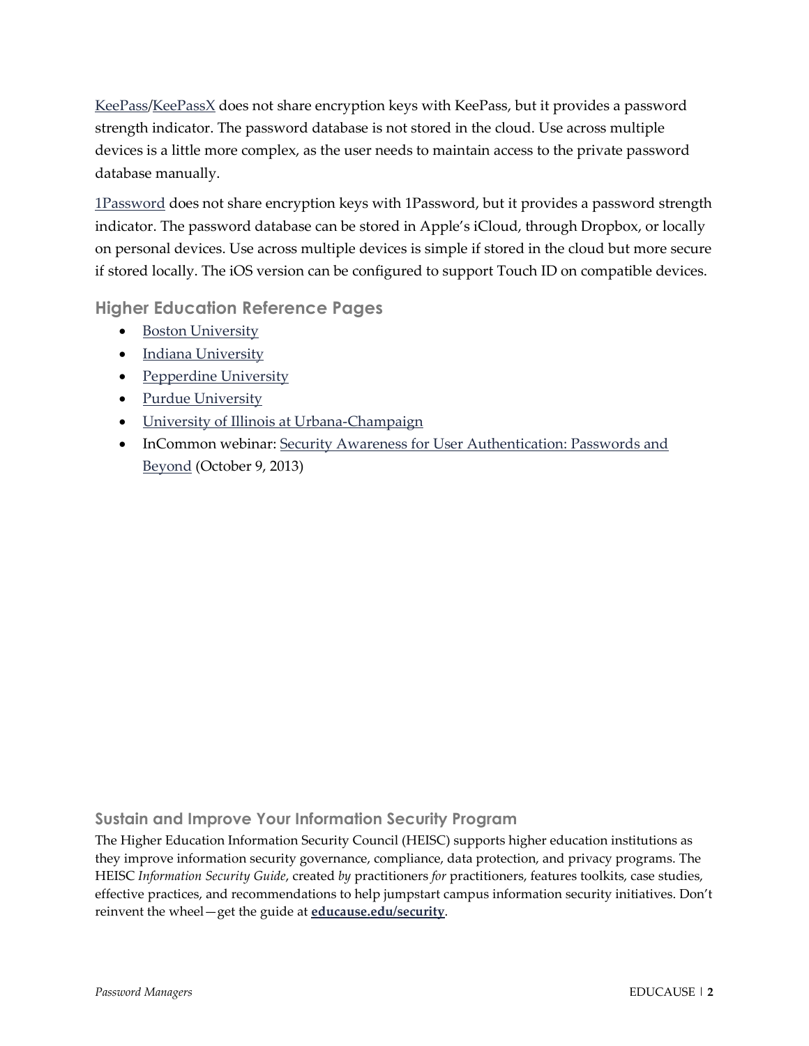KeePass/KeePassX does not share encryption keys with KeePass, but it provides a password strength indicator. The password database is not stored in the cloud. Use across multiple devices is a little more complex, as the user needs to maintain access to the private password database manually.

1Password does not share encryption keys with 1Password, but it provides a password strength indicator. The password database can be stored in Apple's iCloud, through Dropbox, or locally on personal devices. Use across multiple devices is simple if stored in the cloud but more secure if stored locally. The iOS version can be configured to support Touch ID on compatible devices.

## Higher Education Reference Pages

- Boston University
- Indiana University
- Pepperdine University
- Purdue University
- University of Illinois at Urbana-Champaign
- InCommon webinar: Security Awareness for User Authentication: Passwords and Beyond (October 9, 2013)

## Sustain and Improve Your Information Security Program

The Higher Education Information Security Council (HEISC) supports higher education institutions as they improve information security governance, compliance, data protection, and privacy programs. The HEISC *Information Security Guide*, created *by* practitioners *for* practitioners, features toolkits, case studies, effective practices, and recommendations to help jumpstart campus information security initiatives. Don't reinvent the wheel—get the guide at **educause.edu/security**.